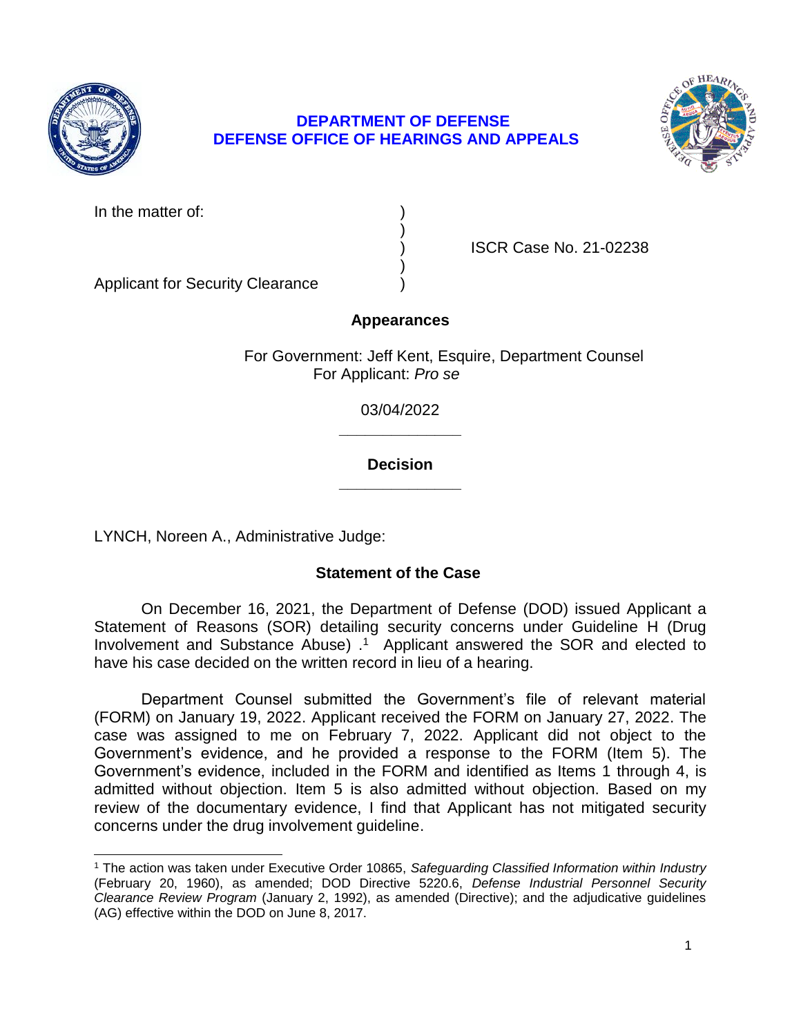# DEPARTMENT OF DEFENSE
# DEFENSE OFFICE OF HEARINGS AND APPEALS

In the matter of: )
)
) ISCR Case No. 21-02238
)
Applicant for Security Clearance )

## Appearances

For Government: Jeff Kent, Esquire, Department Counsel
For Applicant: *Pro se*

03/04/2022

______________

## Decision

______________

LYNCH, Noreen A., Administrative Judge:

## Statement of the Case

On December 16, 2021, the Department of Defense (DOD) issued Applicant a Statement of Reasons (SOR) detailing security concerns under Guideline H (Drug Involvement and Substance Abuse) .[1] Applicant answered the SOR and elected to have his case decided on the written record in lieu of a hearing.

Department Counsel submitted the Government's file of relevant material (FORM) on January 19, 2022. Applicant received the FORM on January 27, 2022. The case was assigned to me on February 7, 2022. Applicant did not object to the Government's evidence, and he provided a response to the FORM (Item 5). The Government's evidence, included in the FORM and identified as Items 1 through 4, is admitted without objection. Item 5 is also admitted without objection. Based on my review of the documentary evidence, I find that Applicant has not mitigated security concerns under the drug involvement guideline.

[1] The action was taken under Executive Order 10865, *Safeguarding Classified Information within Industry* (February 20, 1960), as amended; DOD Directive 5220.6, *Defense Industrial Personnel Security Clearance Review Program* (January 2, 1992), as amended (Directive); and the adjudicative guidelines (AG) effective within the DOD on June 8, 2017.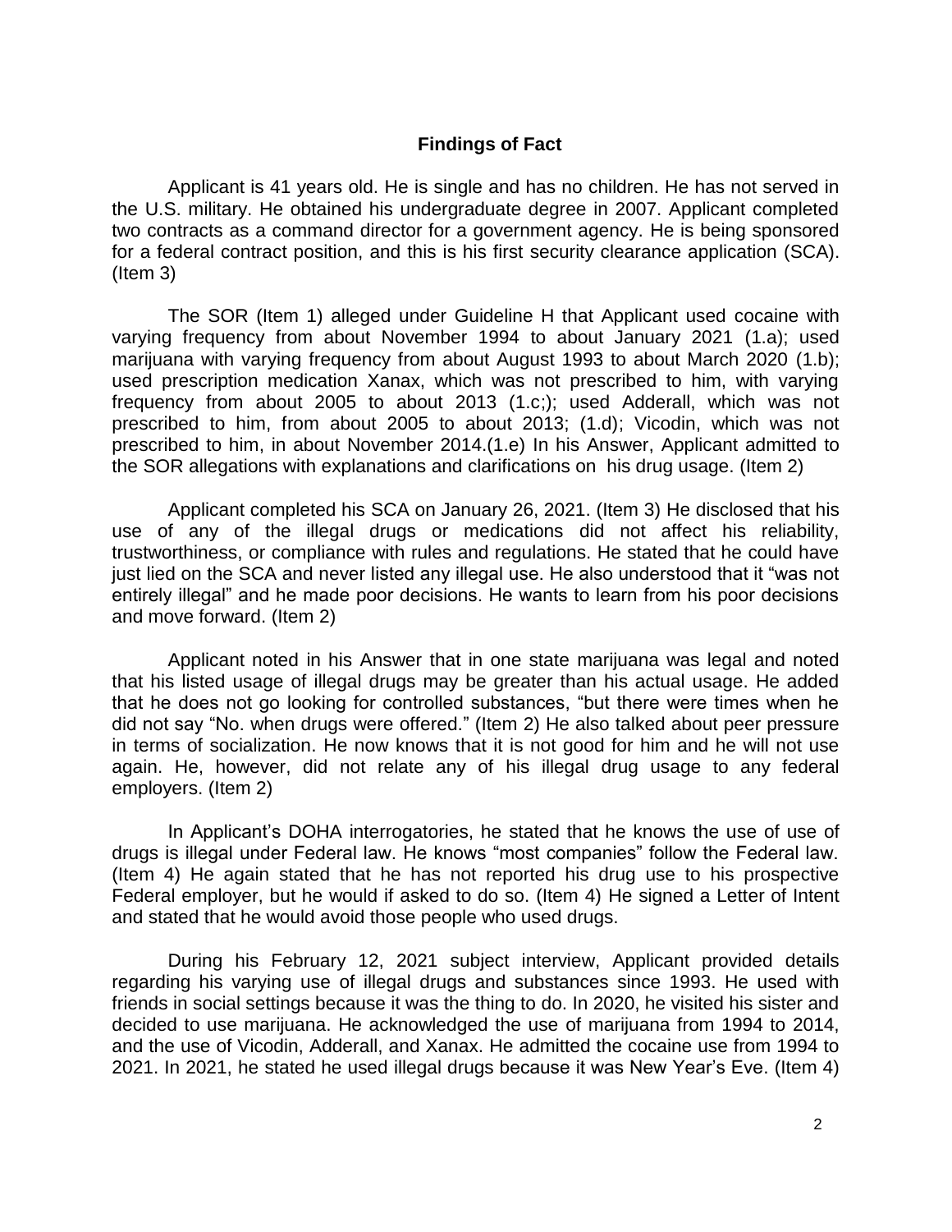## Findings of Fact

Applicant is 41 years old. He is single and has no children. He has not served in the U.S. military. He obtained his undergraduate degree in 2007. Applicant completed two contracts as a command director for a government agency. He is being sponsored for a federal contract position, and this is his first security clearance application (SCA). (Item 3)

The SOR (Item 1) alleged under Guideline H that Applicant used cocaine with varying frequency from about November 1994 to about January 2021 (1.a); used marijuana with varying frequency from about August 1993 to about March 2020 (1.b); used prescription medication Xanax, which was not prescribed to him, with varying frequency from about 2005 to about 2013 (1.c;); used Adderall, which was not prescribed to him, from about 2005 to about 2013; (1.d); Vicodin, which was not prescribed to him, in about November 2014.(1.e) In his Answer, Applicant admitted to the SOR allegations with explanations and clarifications on his drug usage. (Item 2)

Applicant completed his SCA on January 26, 2021. (Item 3) He disclosed that his use of any of the illegal drugs or medications did not affect his reliability, trustworthiness, or compliance with rules and regulations. He stated that he could have just lied on the SCA and never listed any illegal use. He also understood that it "was not entirely illegal" and he made poor decisions. He wants to learn from his poor decisions and move forward. (Item 2)

Applicant noted in his Answer that in one state marijuana was legal and noted that his listed usage of illegal drugs may be greater than his actual usage. He added that he does not go looking for controlled substances, "but there were times when he did not say "No. when drugs were offered." (Item 2) He also talked about peer pressure in terms of socialization. He now knows that it is not good for him and he will not use again. He, however, did not relate any of his illegal drug usage to any federal employers. (Item 2)

In Applicant's DOHA interrogatories, he stated that he knows the use of use of drugs is illegal under Federal law. He knows "most companies" follow the Federal law. (Item 4) He again stated that he has not reported his drug use to his prospective Federal employer, but he would if asked to do so. (Item 4) He signed a Letter of Intent and stated that he would avoid those people who used drugs.

During his February 12, 2021 subject interview, Applicant provided details regarding his varying use of illegal drugs and substances since 1993. He used with friends in social settings because it was the thing to do. In 2020, he visited his sister and decided to use marijuana. He acknowledged the use of marijuana from 1994 to 2014, and the use of Vicodin, Adderall, and Xanax. He admitted the cocaine use from 1994 to 2021. In 2021, he stated he used illegal drugs because it was New Year's Eve. (Item 4)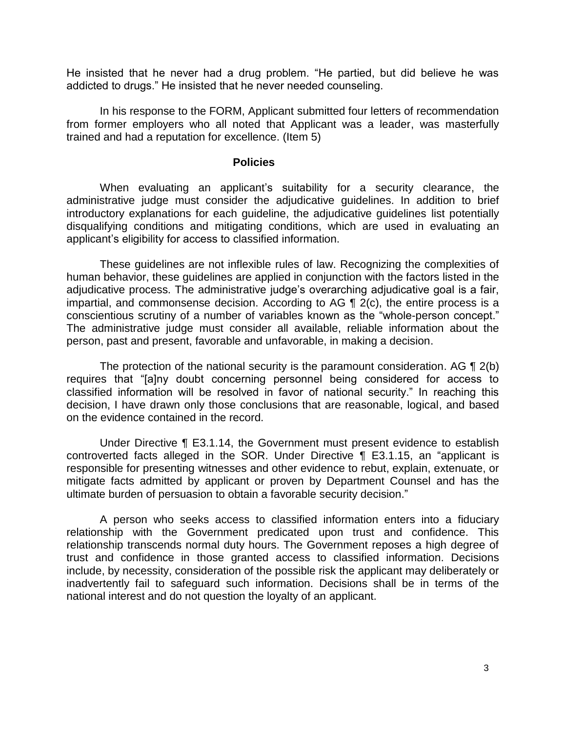He insisted that he never had a drug problem. "He partied, but did believe he was addicted to drugs." He insisted that he never needed counseling.

In his response to the FORM, Applicant submitted four letters of recommendation from former employers who all noted that Applicant was a leader, was masterfully trained and had a reputation for excellence. (Item 5)

## Policies

When evaluating an applicant's suitability for a security clearance, the administrative judge must consider the adjudicative guidelines. In addition to brief introductory explanations for each guideline, the adjudicative guidelines list potentially disqualifying conditions and mitigating conditions, which are used in evaluating an applicant's eligibility for access to classified information.

These guidelines are not inflexible rules of law. Recognizing the complexities of human behavior, these guidelines are applied in conjunction with the factors listed in the adjudicative process. The administrative judge's overarching adjudicative goal is a fair, impartial, and commonsense decision. According to AG ¶ 2(c), the entire process is a conscientious scrutiny of a number of variables known as the "whole-person concept." The administrative judge must consider all available, reliable information about the person, past and present, favorable and unfavorable, in making a decision.

The protection of the national security is the paramount consideration. AG ¶ 2(b) requires that "[a]ny doubt concerning personnel being considered for access to classified information will be resolved in favor of national security." In reaching this decision, I have drawn only those conclusions that are reasonable, logical, and based on the evidence contained in the record.

Under Directive ¶ E3.1.14, the Government must present evidence to establish controverted facts alleged in the SOR. Under Directive ¶ E3.1.15, an "applicant is responsible for presenting witnesses and other evidence to rebut, explain, extenuate, or mitigate facts admitted by applicant or proven by Department Counsel and has the ultimate burden of persuasion to obtain a favorable security decision."

A person who seeks access to classified information enters into a fiduciary relationship with the Government predicated upon trust and confidence. This relationship transcends normal duty hours. The Government reposes a high degree of trust and confidence in those granted access to classified information. Decisions include, by necessity, consideration of the possible risk the applicant may deliberately or inadvertently fail to safeguard such information. Decisions shall be in terms of the national interest and do not question the loyalty of an applicant.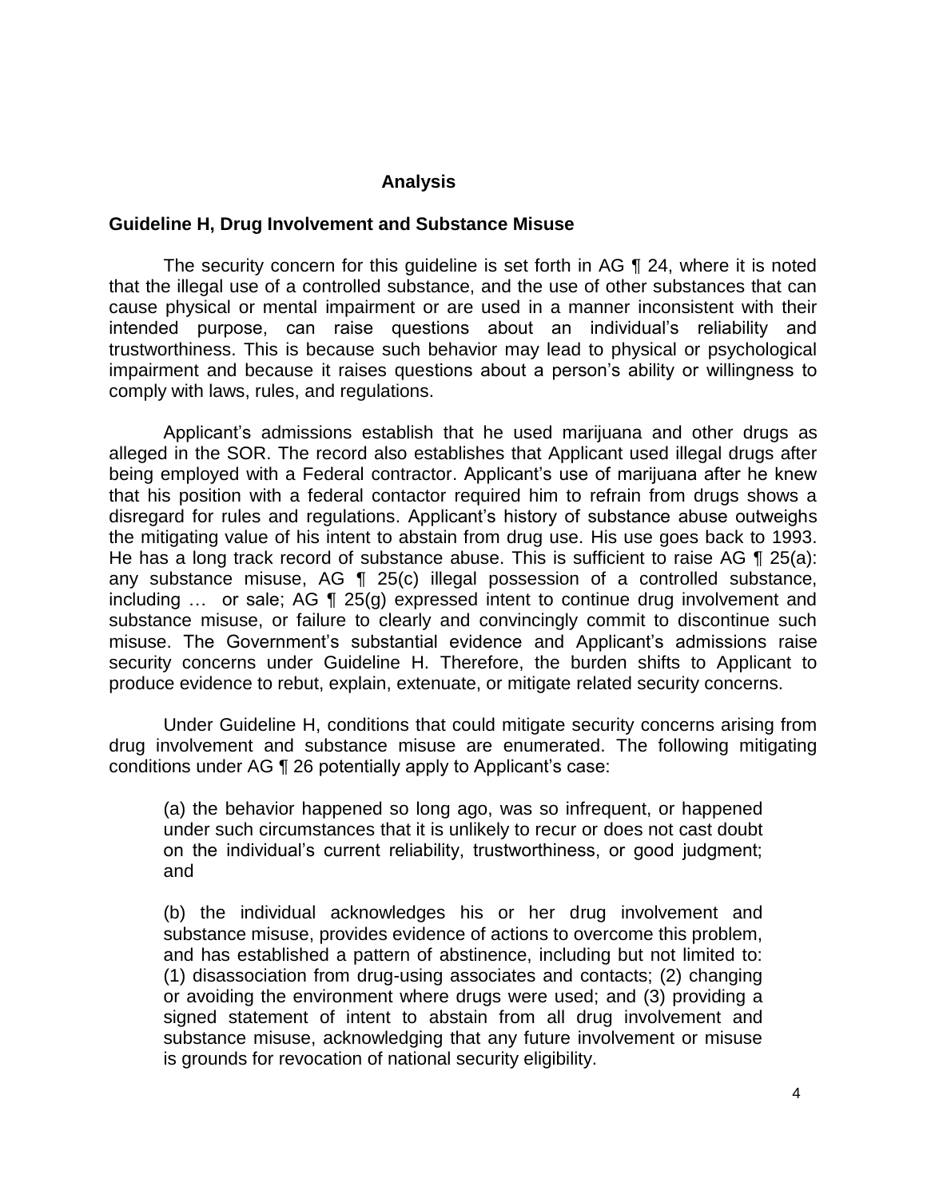## Analysis

### Guideline H, Drug Involvement and Substance Misuse

The security concern for this guideline is set forth in AG ¶ 24, where it is noted that the illegal use of a controlled substance, and the use of other substances that can cause physical or mental impairment or are used in a manner inconsistent with their intended purpose, can raise questions about an individual's reliability and trustworthiness. This is because such behavior may lead to physical or psychological impairment and because it raises questions about a person's ability or willingness to comply with laws, rules, and regulations.

Applicant's admissions establish that he used marijuana and other drugs as alleged in the SOR. The record also establishes that Applicant used illegal drugs after being employed with a Federal contractor. Applicant's use of marijuana after he knew that his position with a federal contactor required him to refrain from drugs shows a disregard for rules and regulations. Applicant's history of substance abuse outweighs the mitigating value of his intent to abstain from drug use. His use goes back to 1993. He has a long track record of substance abuse. This is sufficient to raise AG ¶ 25(a): any substance misuse, AG ¶ 25(c) illegal possession of a controlled substance, including … or sale; AG ¶ 25(g) expressed intent to continue drug involvement and substance misuse, or failure to clearly and convincingly commit to discontinue such misuse. The Government's substantial evidence and Applicant's admissions raise security concerns under Guideline H. Therefore, the burden shifts to Applicant to produce evidence to rebut, explain, extenuate, or mitigate related security concerns.

Under Guideline H, conditions that could mitigate security concerns arising from drug involvement and substance misuse are enumerated. The following mitigating conditions under AG ¶ 26 potentially apply to Applicant's case:

> (a) the behavior happened so long ago, was so infrequent, or happened under such circumstances that it is unlikely to recur or does not cast doubt on the individual's current reliability, trustworthiness, or good judgment; and
>
> (b) the individual acknowledges his or her drug involvement and substance misuse, provides evidence of actions to overcome this problem, and has established a pattern of abstinence, including but not limited to: (1) disassociation from drug-using associates and contacts; (2) changing or avoiding the environment where drugs were used; and (3) providing a signed statement of intent to abstain from all drug involvement and substance misuse, acknowledging that any future involvement or misuse is grounds for revocation of national security eligibility.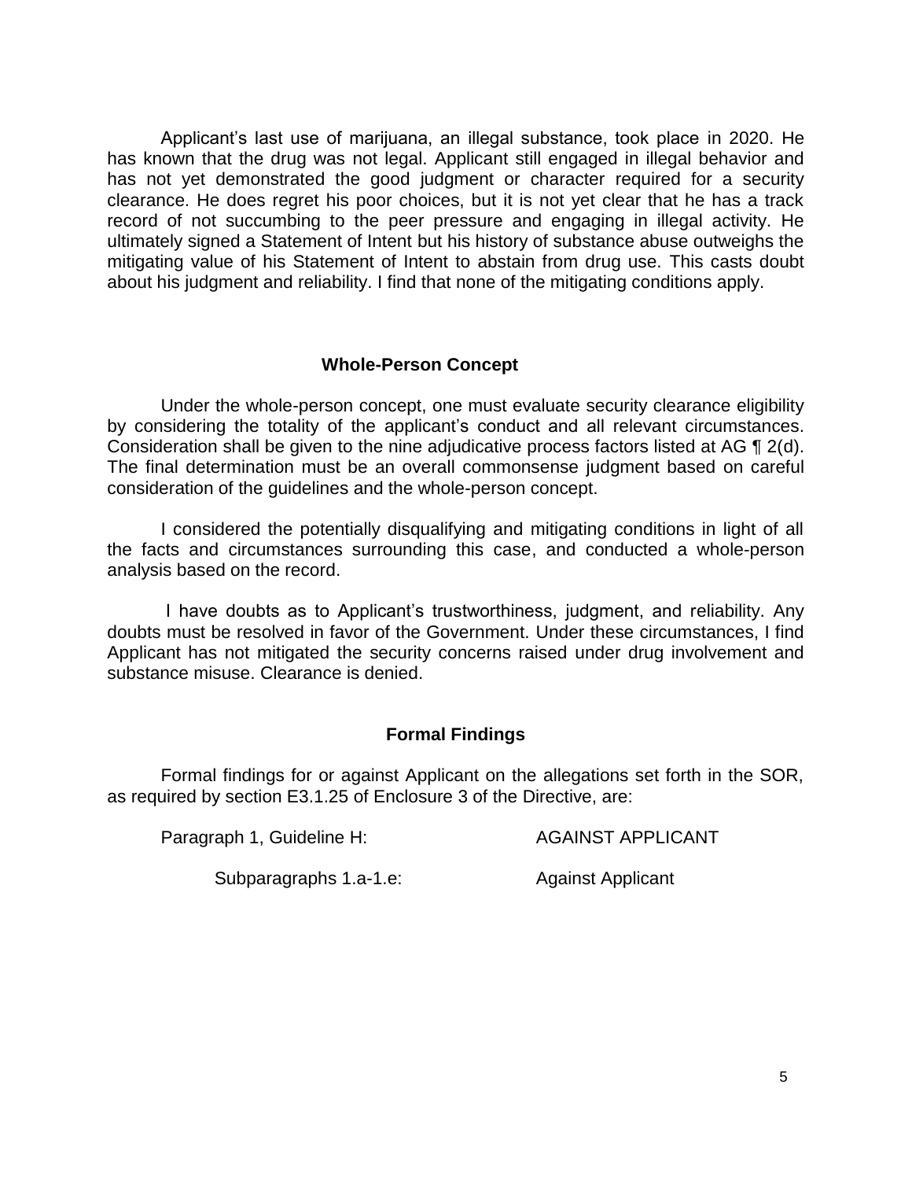Applicant's last use of marijuana, an illegal substance, took place in 2020. He has known that the drug was not legal. Applicant still engaged in illegal behavior and has not yet demonstrated the good judgment or character required for a security clearance. He does regret his poor choices, but it is not yet clear that he has a track record of not succumbing to the peer pressure and engaging in illegal activity. He ultimately signed a Statement of Intent but his history of substance abuse outweighs the mitigating value of his Statement of Intent to abstain from drug use. This casts doubt about his judgment and reliability. I find that none of the mitigating conditions apply.

## Whole-Person Concept

Under the whole-person concept, one must evaluate security clearance eligibility by considering the totality of the applicant's conduct and all relevant circumstances. Consideration shall be given to the nine adjudicative process factors listed at AG ¶ 2(d). The final determination must be an overall commonsense judgment based on careful consideration of the guidelines and the whole-person concept.

I considered the potentially disqualifying and mitigating conditions in light of all the facts and circumstances surrounding this case, and conducted a whole-person analysis based on the record.

I have doubts as to Applicant's trustworthiness, judgment, and reliability. Any doubts must be resolved in favor of the Government. Under these circumstances, I find Applicant has not mitigated the security concerns raised under drug involvement and substance misuse. Clearance is denied.

## Formal Findings

Formal findings for or against Applicant on the allegations set forth in the SOR, as required by section E3.1.25 of Enclosure 3 of the Directive, are:

| | |
|---|---|
| Paragraph 1, Guideline H: | AGAINST APPLICANT |
| Subparagraphs 1.a-1.e: | Against Applicant |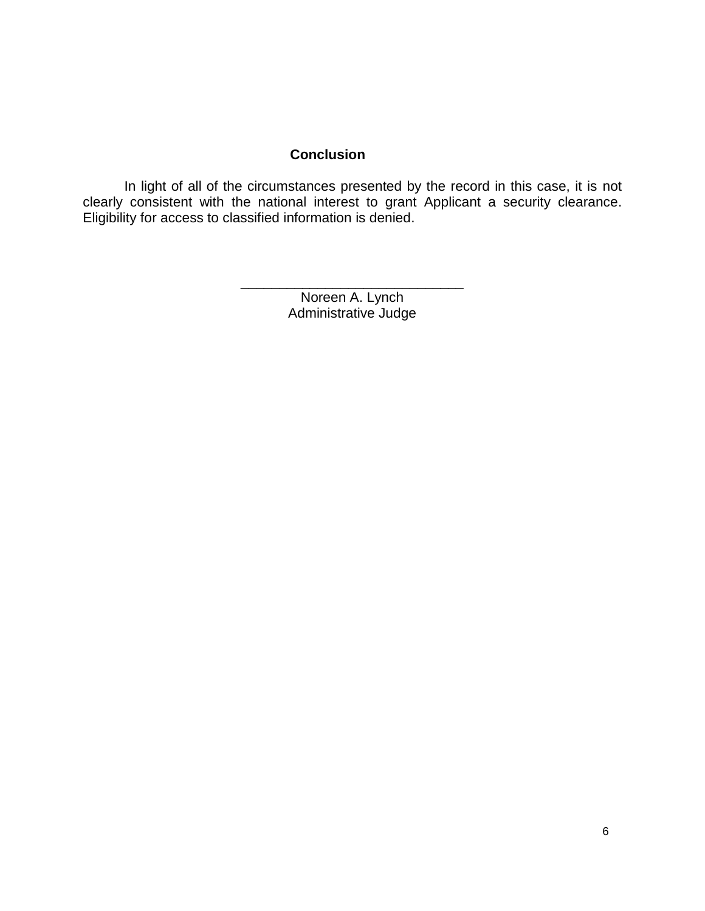## Conclusion

In light of all of the circumstances presented by the record in this case, it is not clearly consistent with the national interest to grant Applicant a security clearance. Eligibility for access to classified information is denied.

______________________________
Noreen A. Lynch
Administrative Judge